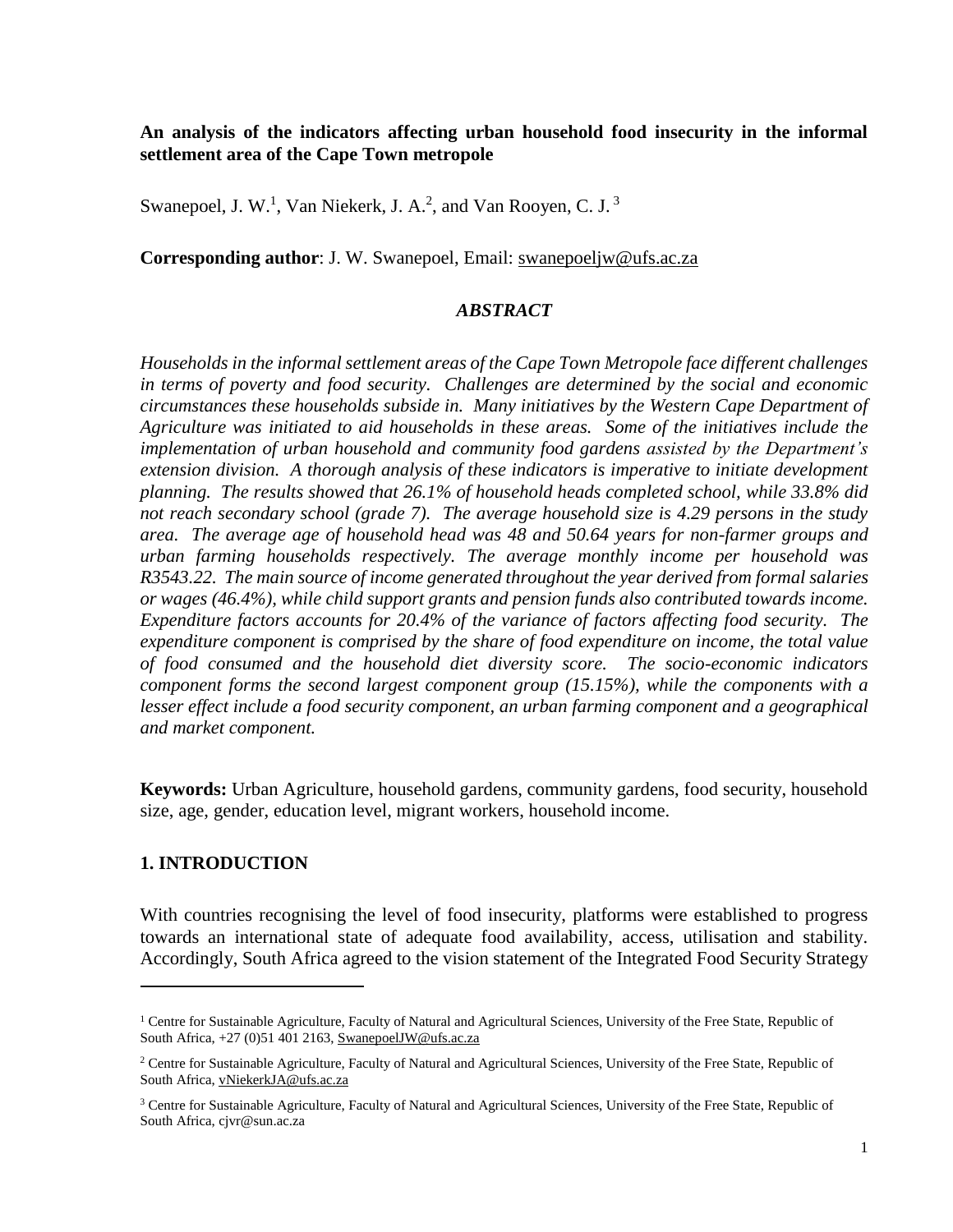**An analysis of the indicators affecting urban household food insecurity in the informal settlement area of the Cape Town metropole**

Swanepoel, J. W.[1], Van Niekerk, J. A.[2], and Van Rooyen, C. J.[3]

**Corresponding author**: J. W. Swanepoel, Email: swanepoeljw@ufs.ac.za

## *ABSTRACT*

*Households in the informal settlement areas of the Cape Town Metropole face different challenges in terms of poverty and food security. Challenges are determined by the social and economic circumstances these households subside in. Many initiatives by the Western Cape Department of Agriculture was initiated to aid households in these areas. Some of the initiatives include the implementation of urban household and community food gardens assisted by the Department's extension division. A thorough analysis of these indicators is imperative to initiate development planning. The results showed that 26.1% of household heads completed school, while 33.8% did not reach secondary school (grade 7). The average household size is 4.29 persons in the study area. The average age of household head was 48 and 50.64 years for non-farmer groups and urban farming households respectively. The average monthly income per household was R3543.22. The main source of income generated throughout the year derived from formal salaries or wages (46.4%), while child support grants and pension funds also contributed towards income. Expenditure factors accounts for 20.4% of the variance of factors affecting food security. The expenditure component is comprised by the share of food expenditure on income, the total value of food consumed and the household diet diversity score. The socio-economic indicators component forms the second largest component group (15.15%), while the components with a lesser effect include a food security component, an urban farming component and a geographical and market component.*

**Keywords:** Urban Agriculture, household gardens, community gardens, food security, household size, age, gender, education level, migrant workers, household income.

## 1. INTRODUCTION

With countries recognising the level of food insecurity, platforms were established to progress towards an international state of adequate food availability, access, utilisation and stability. Accordingly, South Africa agreed to the vision statement of the Integrated Food Security Strategy

---

[1] Centre for Sustainable Agriculture, Faculty of Natural and Agricultural Sciences, University of the Free State, Republic of South Africa, +27 (0)51 401 2163, SwanepoelJW@ufs.ac.za

[2] Centre for Sustainable Agriculture, Faculty of Natural and Agricultural Sciences, University of the Free State, Republic of South Africa, vNiekerkJA@ufs.ac.za

[3] Centre for Sustainable Agriculture, Faculty of Natural and Agricultural Sciences, University of the Free State, Republic of South Africa, cjvr@sun.ac.za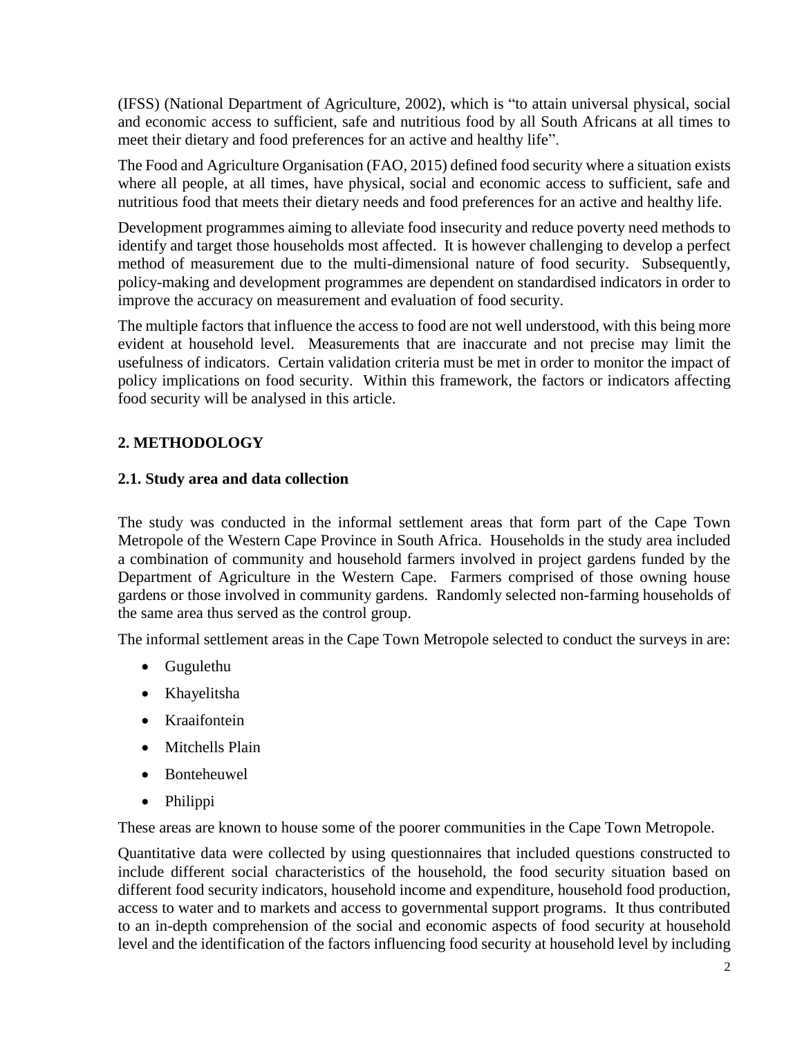(IFSS) (National Department of Agriculture, 2002), which is "to attain universal physical, social and economic access to sufficient, safe and nutritious food by all South Africans at all times to meet their dietary and food preferences for an active and healthy life".

The Food and Agriculture Organisation (FAO, 2015) defined food security where a situation exists where all people, at all times, have physical, social and economic access to sufficient, safe and nutritious food that meets their dietary needs and food preferences for an active and healthy life.

Development programmes aiming to alleviate food insecurity and reduce poverty need methods to identify and target those households most affected. It is however challenging to develop a perfect method of measurement due to the multi-dimensional nature of food security. Subsequently, policy-making and development programmes are dependent on standardised indicators in order to improve the accuracy on measurement and evaluation of food security.

The multiple factors that influence the access to food are not well understood, with this being more evident at household level. Measurements that are inaccurate and not precise may limit the usefulness of indicators. Certain validation criteria must be met in order to monitor the impact of policy implications on food security. Within this framework, the factors or indicators affecting food security will be analysed in this article.

## 2. METHODOLOGY

### 2.1. Study area and data collection

The study was conducted in the informal settlement areas that form part of the Cape Town Metropole of the Western Cape Province in South Africa. Households in the study area included a combination of community and household farmers involved in project gardens funded by the Department of Agriculture in the Western Cape. Farmers comprised of those owning house gardens or those involved in community gardens. Randomly selected non-farming households of the same area thus served as the control group.

The informal settlement areas in the Cape Town Metropole selected to conduct the surveys in are:

- Gugulethu
- Khayelitsha
- Kraaifontein
- Mitchells Plain
- Bonteheuwel
- Philippi

These areas are known to house some of the poorer communities in the Cape Town Metropole.

Quantitative data were collected by using questionnaires that included questions constructed to include different social characteristics of the household, the food security situation based on different food security indicators, household income and expenditure, household food production, access to water and to markets and access to governmental support programs. It thus contributed to an in-depth comprehension of the social and economic aspects of food security at household level and the identification of the factors influencing food security at household level by including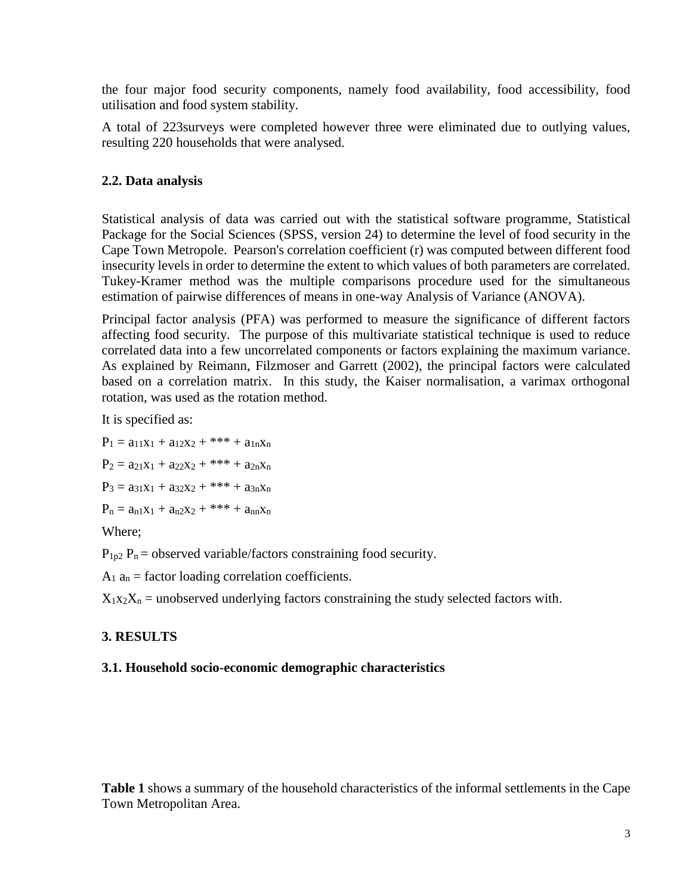the four major food security components, namely food availability, food accessibility, food utilisation and food system stability.

A total of 223surveys were completed however three were eliminated due to outlying values, resulting 220 households that were analysed.

### 2.2. Data analysis

Statistical analysis of data was carried out with the statistical software programme, Statistical Package for the Social Sciences (SPSS, version 24) to determine the level of food security in the Cape Town Metropole. Pearson's correlation coefficient (r) was computed between different food insecurity levels in order to determine the extent to which values of both parameters are correlated. Tukey-Kramer method was the multiple comparisons procedure used for the simultaneous estimation of pairwise differences of means in one-way Analysis of Variance (ANOVA).

Principal factor analysis (PFA) was performed to measure the significance of different factors affecting food security. The purpose of this multivariate statistical technique is used to reduce correlated data into a few uncorrelated components or factors explaining the maximum variance. As explained by Reimann, Filzmoser and Garrett (2002), the principal factors were calculated based on a correlation matrix. In this study, the Kaiser normalisation, a varimax orthogonal rotation, was used as the rotation method.

It is specified as:

$P_1 = a_{11}x_1 + a_{12}x_2 + *** + a_{1n}x_n$

$P_2 = a_{21}x_1 + a_{22}x_2 + *** + a_{2n}x_n$

$P_3 = a_{31}x_1 + a_{32}x_2 + *** + a_{3n}x_n$

$P_n = a_{n1}x_1 + a_{n2}x_2 + *** + a_{nn}x_n$

Where;

$P_{1p2}$ $P_n$ = observed variable/factors constraining food security.

$A_1$ $a_n$ = factor loading correlation coefficients.

$X_1x_2X_n$ = unobserved underlying factors constraining the study selected factors with.

## 3. RESULTS

### 3.1. Household socio-economic demographic characteristics

**Table 1** shows a summary of the household characteristics of the informal settlements in the Cape Town Metropolitan Area.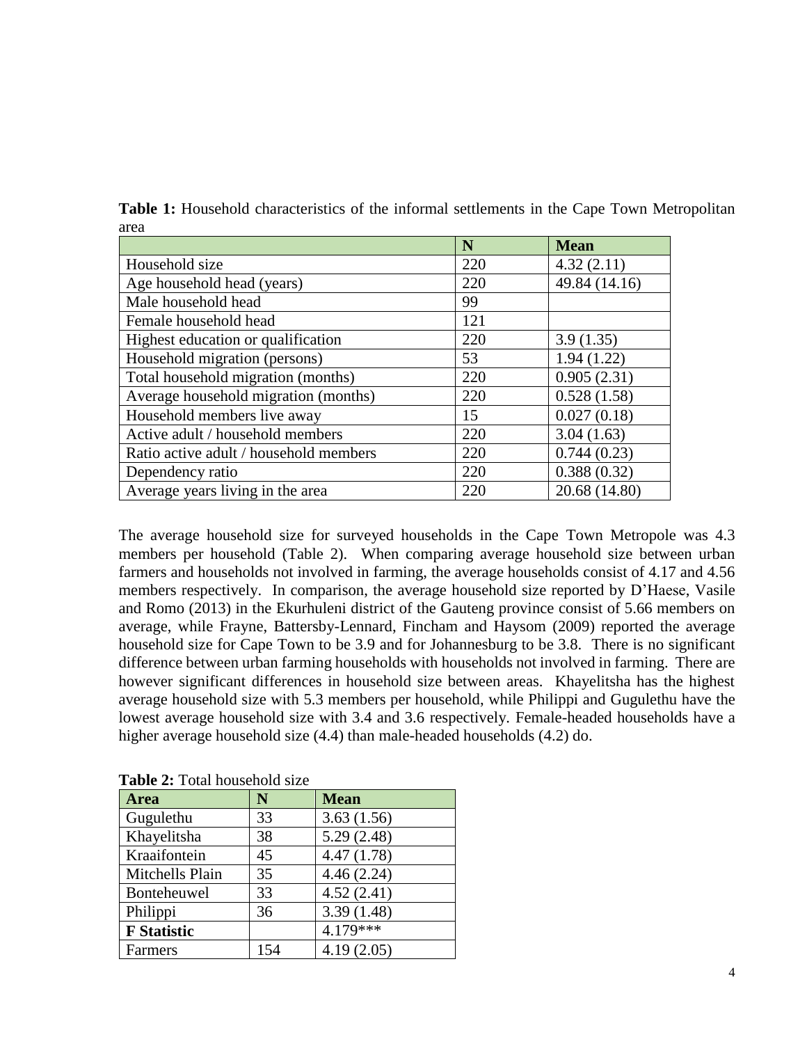**Table 1:** Household characteristics of the informal settlements in the Cape Town Metropolitan area

| | N | Mean |
|---|---|---|
| Household size | 220 | 4.32 (2.11) |
| Age household head (years) | 220 | 49.84 (14.16) |
| Male household head | 99 | |
| Female household head | 121 | |
| Highest education or qualification | 220 | 3.9 (1.35) |
| Household migration (persons) | 53 | 1.94 (1.22) |
| Total household migration (months) | 220 | 0.905 (2.31) |
| Average household migration (months) | 220 | 0.528 (1.58) |
| Household members live away | 15 | 0.027 (0.18) |
| Active adult / household members | 220 | 3.04 (1.63) |
| Ratio active adult / household members | 220 | 0.744 (0.23) |
| Dependency ratio | 220 | 0.388 (0.32) |
| Average years living in the area | 220 | 20.68 (14.80) |

The average household size for surveyed households in the Cape Town Metropole was 4.3 members per household (Table 2). When comparing average household size between urban farmers and households not involved in farming, the average households consist of 4.17 and 4.56 members respectively. In comparison, the average household size reported by D'Haese, Vasile and Romo (2013) in the Ekurhuleni district of the Gauteng province consist of 5.66 members on average, while Frayne, Battersby-Lennard, Fincham and Haysom (2009) reported the average household size for Cape Town to be 3.9 and for Johannesburg to be 3.8. There is no significant difference between urban farming households with households not involved in farming. There are however significant differences in household size between areas. Khayelitsha has the highest average household size with 5.3 members per household, while Philippi and Gugulethu have the lowest average household size with 3.4 and 3.6 respectively. Female-headed households have a higher average household size (4.4) than male-headed households (4.2) do.

**Table 2:** Total household size

| Area | N | Mean |
|---|---|---|
| Gugulethu | 33 | 3.63 (1.56) |
| Khayelitsha | 38 | 5.29 (2.48) |
| Kraaifontein | 45 | 4.47 (1.78) |
| Mitchells Plain | 35 | 4.46 (2.24) |
| Bonteheuwel | 33 | 4.52 (2.41) |
| Philippi | 36 | 3.39 (1.48) |
| **F Statistic** | | 4.179*** |
| Farmers | 154 | 4.19 (2.05) |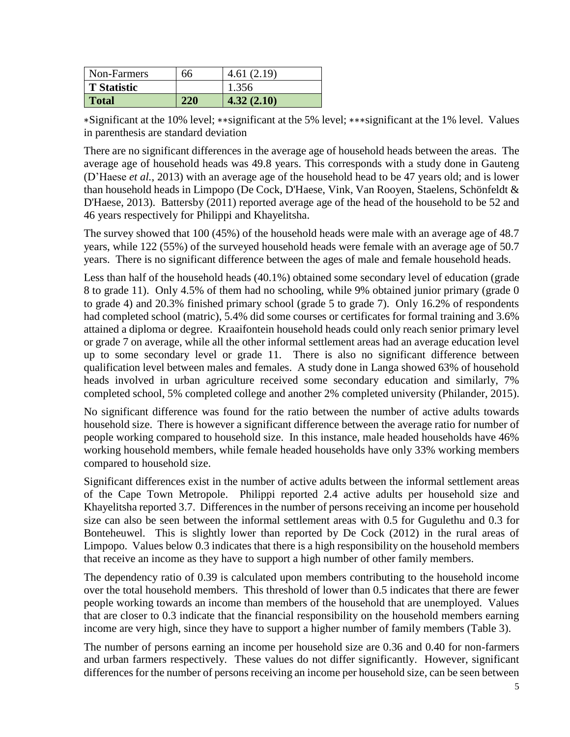| Non-Farmers | 66 | 4.61 (2.19) |
|---|---|---|
| **T Statistic** | | 1.356 |
| **Total** | **220** | **4.32 (2.10)** |

∗Significant at the 10% level; ∗∗significant at the 5% level; ∗∗∗significant at the 1% level. Values in parenthesis are standard deviation

There are no significant differences in the average age of household heads between the areas. The average age of household heads was 49.8 years. This corresponds with a study done in Gauteng (D'Haese *et al.*, 2013) with an average age of the household head to be 47 years old; and is lower than household heads in Limpopo (De Cock, D'Haese, Vink, Van Rooyen, Staelens, Schönfeldt & D'Haese, 2013). Battersby (2011) reported average age of the head of the household to be 52 and 46 years respectively for Philippi and Khayelitsha.

The survey showed that 100 (45%) of the household heads were male with an average age of 48.7 years, while 122 (55%) of the surveyed household heads were female with an average age of 50.7 years. There is no significant difference between the ages of male and female household heads.

Less than half of the household heads (40.1%) obtained some secondary level of education (grade 8 to grade 11). Only 4.5% of them had no schooling, while 9% obtained junior primary (grade 0 to grade 4) and 20.3% finished primary school (grade 5 to grade 7). Only 16.2% of respondents had completed school (matric), 5.4% did some courses or certificates for formal training and 3.6% attained a diploma or degree. Kraaifontein household heads could only reach senior primary level or grade 7 on average, while all the other informal settlement areas had an average education level up to some secondary level or grade 11. There is also no significant difference between qualification level between males and females. A study done in Langa showed 63% of household heads involved in urban agriculture received some secondary education and similarly, 7% completed school, 5% completed college and another 2% completed university (Philander, 2015).

No significant difference was found for the ratio between the number of active adults towards household size. There is however a significant difference between the average ratio for number of people working compared to household size. In this instance, male headed households have 46% working household members, while female headed households have only 33% working members compared to household size.

Significant differences exist in the number of active adults between the informal settlement areas of the Cape Town Metropole. Philippi reported 2.4 active adults per household size and Khayelitsha reported 3.7. Differences in the number of persons receiving an income per household size can also be seen between the informal settlement areas with 0.5 for Gugulethu and 0.3 for Bonteheuwel. This is slightly lower than reported by De Cock (2012) in the rural areas of Limpopo. Values below 0.3 indicates that there is a high responsibility on the household members that receive an income as they have to support a high number of other family members.

The dependency ratio of 0.39 is calculated upon members contributing to the household income over the total household members. This threshold of lower than 0.5 indicates that there are fewer people working towards an income than members of the household that are unemployed. Values that are closer to 0.3 indicate that the financial responsibility on the household members earning income are very high, since they have to support a higher number of family members (Table 3).

The number of persons earning an income per household size are 0.36 and 0.40 for non-farmers and urban farmers respectively. These values do not differ significantly. However, significant differences for the number of persons receiving an income per household size, can be seen between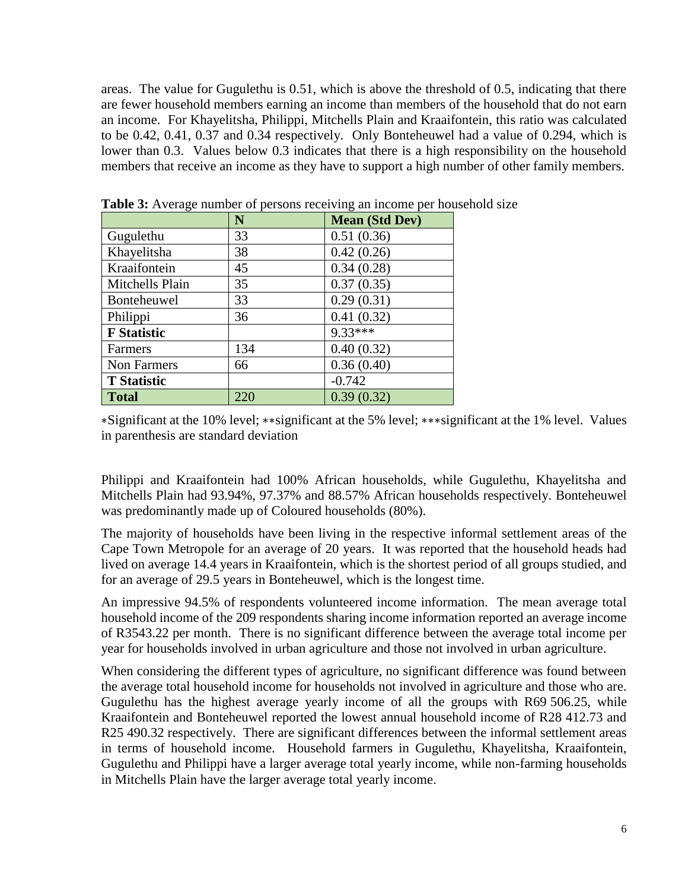areas. The value for Gugulethu is 0.51, which is above the threshold of 0.5, indicating that there are fewer household members earning an income than members of the household that do not earn an income. For Khayelitsha, Philippi, Mitchells Plain and Kraaifontein, this ratio was calculated to be 0.42, 0.41, 0.37 and 0.34 respectively. Only Bonteheuwel had a value of 0.294, which is lower than 0.3. Values below 0.3 indicates that there is a high responsibility on the household members that receive an income as they have to support a high number of other family members.

**Table 3:** Average number of persons receiving an income per household size

| | **N** | **Mean (Std Dev)** |
|---|---|---|
| Gugulethu | 33 | 0.51 (0.36) |
| Khayelitsha | 38 | 0.42 (0.26) |
| Kraaifontein | 45 | 0.34 (0.28) |
| Mitchells Plain | 35 | 0.37 (0.35) |
| Bonteheuwel | 33 | 0.29 (0.31) |
| Philippi | 36 | 0.41 (0.32) |
| **F Statistic** | | 9.33*** |
| Farmers | 134 | 0.40 (0.32) |
| Non Farmers | 66 | 0.36 (0.40) |
| **T Statistic** | | -0.742 |
| **Total** | 220 | 0.39 (0.32) |

*Significant at the 10% level; **significant at the 5% level; ***significant at the 1% level. Values in parenthesis are standard deviation

Philippi and Kraaifontein had 100% African households, while Gugulethu, Khayelitsha and Mitchells Plain had 93.94%, 97.37% and 88.57% African households respectively. Bonteheuwel was predominantly made up of Coloured households (80%).

The majority of households have been living in the respective informal settlement areas of the Cape Town Metropole for an average of 20 years. It was reported that the household heads had lived on average 14.4 years in Kraaifontein, which is the shortest period of all groups studied, and for an average of 29.5 years in Bonteheuwel, which is the longest time.

An impressive 94.5% of respondents volunteered income information. The mean average total household income of the 209 respondents sharing income information reported an average income of R3543.22 per month. There is no significant difference between the average total income per year for households involved in urban agriculture and those not involved in urban agriculture.

When considering the different types of agriculture, no significant difference was found between the average total household income for households not involved in agriculture and those who are. Gugulethu has the highest average yearly income of all the groups with R69 506.25, while Kraaifontein and Bonteheuwel reported the lowest annual household income of R28 412.73 and R25 490.32 respectively. There are significant differences between the informal settlement areas in terms of household income. Household farmers in Gugulethu, Khayelitsha, Kraaifontein, Gugulethu and Philippi have a larger average total yearly income, while non-farming households in Mitchells Plain have the larger average total yearly income.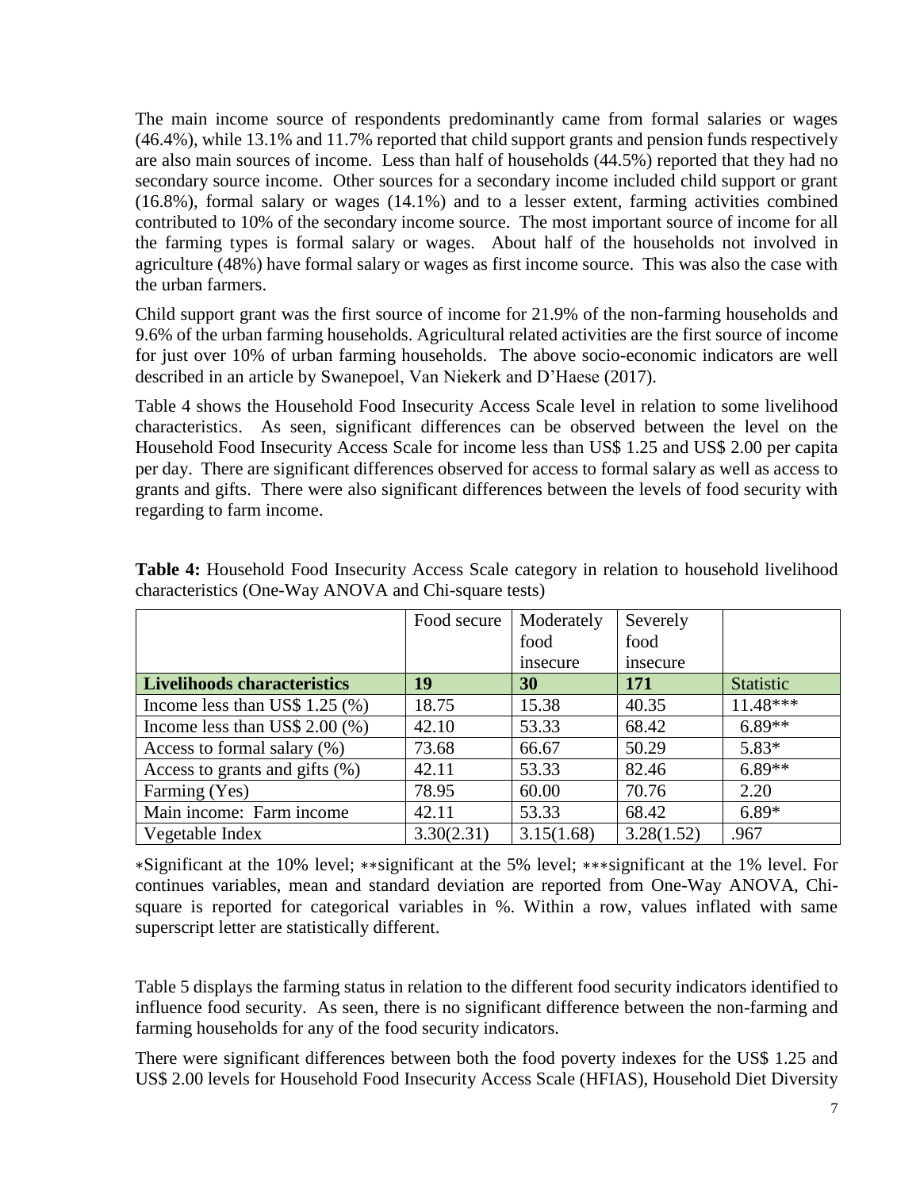The main income source of respondents predominantly came from formal salaries or wages (46.4%), while 13.1% and 11.7% reported that child support grants and pension funds respectively are also main sources of income. Less than half of households (44.5%) reported that they had no secondary source income. Other sources for a secondary income included child support or grant (16.8%), formal salary or wages (14.1%) and to a lesser extent, farming activities combined contributed to 10% of the secondary income source. The most important source of income for all the farming types is formal salary or wages. About half of the households not involved in agriculture (48%) have formal salary or wages as first income source. This was also the case with the urban farmers.

Child support grant was the first source of income for 21.9% of the non-farming households and 9.6% of the urban farming households. Agricultural related activities are the first source of income for just over 10% of urban farming households. The above socio-economic indicators are well described in an article by Swanepoel, Van Niekerk and D'Haese (2017).

Table 4 shows the Household Food Insecurity Access Scale level in relation to some livelihood characteristics. As seen, significant differences can be observed between the level on the Household Food Insecurity Access Scale for income less than US$ 1.25 and US$ 2.00 per capita per day. There are significant differences observed for access to formal salary as well as access to grants and gifts. There were also significant differences between the levels of food security with regarding to farm income.

**Table 4:** Household Food Insecurity Access Scale category in relation to household livelihood characteristics (One-Way ANOVA and Chi-square tests)

| | Food secure | Moderately food insecure | Severely food insecure | |
|---|---|---|---|---|
| **Livelihoods characteristics** | **19** | **30** | **171** | Statistic |
| Income less than US$ 1.25 (%) | 18.75 | 15.38 | 40.35 | 11.48*** |
| Income less than US$ 2.00 (%) | 42.10 | 53.33 | 68.42 | 6.89** |
| Access to formal salary (%) | 73.68 | 66.67 | 50.29 | 5.83* |
| Access to grants and gifts (%) | 42.11 | 53.33 | 82.46 | 6.89** |
| Farming (Yes) | 78.95 | 60.00 | 70.76 | 2.20 |
| Main income: Farm income | 42.11 | 53.33 | 68.42 | 6.89* |
| Vegetable Index | 3.30(2.31) | 3.15(1.68) | 3.28(1.52) | .967 |

∗Significant at the 10% level; ∗∗significant at the 5% level; ∗∗∗significant at the 1% level. For continues variables, mean and standard deviation are reported from One-Way ANOVA, Chi-square is reported for categorical variables in %. Within a row, values inflated with same superscript letter are statistically different.

Table 5 displays the farming status in relation to the different food security indicators identified to influence food security. As seen, there is no significant difference between the non-farming and farming households for any of the food security indicators.

There were significant differences between both the food poverty indexes for the US$ 1.25 and US$ 2.00 levels for Household Food Insecurity Access Scale (HFIAS), Household Diet Diversity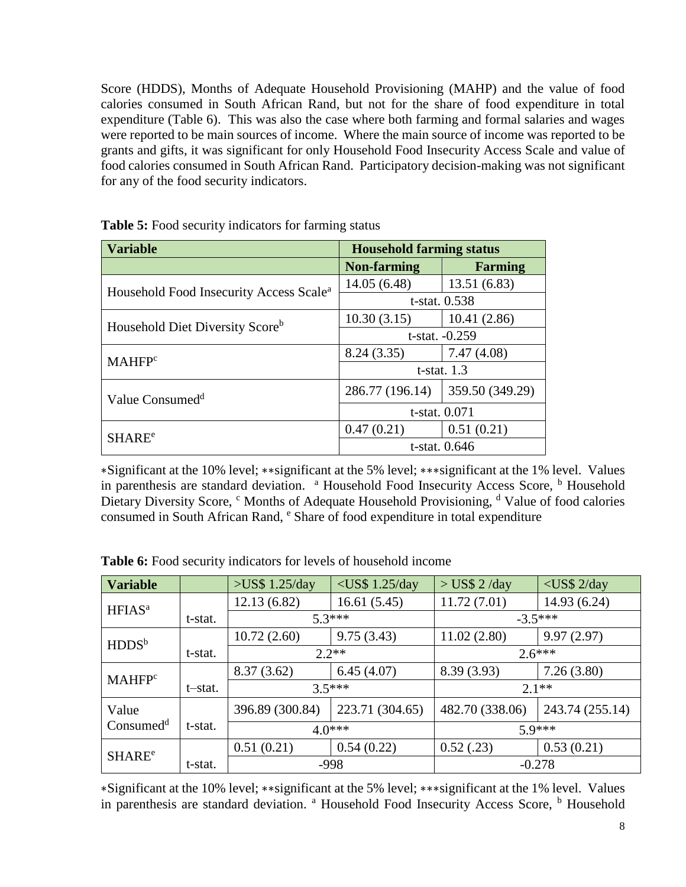Score (HDDS), Months of Adequate Household Provisioning (MAHP) and the value of food calories consumed in South African Rand, but not for the share of food expenditure in total expenditure (Table 6). This was also the case where both farming and formal salaries and wages were reported to be main sources of income. Where the main source of income was reported to be grants and gifts, it was significant for only Household Food Insecurity Access Scale and value of food calories consumed in South African Rand. Participatory decision-making was not significant for any of the food security indicators.

**Table 5:** Food security indicators for farming status

| Variable | Household farming status | |
|---|---|---|
| | **Non-farming** | **Farming** |
| Household Food Insecurity Access Scale[a] | 14.05 (6.48) | 13.51 (6.83) |
| | t-stat. 0.538 | |
| Household Diet Diversity Score[b] | 10.30 (3.15) | 10.41 (2.86) |
| | t-stat. -0.259 | |
| MAHFP[c] | 8.24 (3.35) | 7.47 (4.08) |
| | t-stat. 1.3 | |
| Value Consumed[d] | 286.77 (196.14) | 359.50 (349.29) |
| | t-stat. 0.071 | |
| SHARE[e] | 0.47 (0.21) | 0.51 (0.21) |
| | t-stat. 0.646 | |

*Significant at the 10% level; **significant at the 5% level; ***significant at the 1% level. Values in parenthesis are standard deviation. [a] Household Food Insecurity Access Score, [b] Household Dietary Diversity Score, [c] Months of Adequate Household Provisioning, [d] Value of food calories consumed in South African Rand, [e] Share of food expenditure in total expenditure

**Table 6:** Food security indicators for levels of household income

| Variable | | >US$ 1.25/day | <US$ 1.25/day | > US$ 2 /day | <US$ 2/day |
|---|---|---|---|---|---|
| HFIAS[a] | | 12.13 (6.82) | 16.61 (5.45) | 11.72 (7.01) | 14.93 (6.24) |
| | t-stat. | 5.3*** | | -3.5*** | |
| HDDS[b] | | 10.72 (2.60) | 9.75 (3.43) | 11.02 (2.80) | 9.97 (2.97) |
| | t-stat. | 2.2** | | 2.6*** | |
| MAHFP[c] | | 8.37 (3.62) | 6.45 (4.07) | 8.39 (3.93) | 7.26 (3.80) |
| | t–stat. | 3.5*** | | 2.1** | |
| Value Consumed[d] | | 396.89 (300.84) | 223.71 (304.65) | 482.70 (338.06) | 243.74 (255.14) |
| | t-stat. | 4.0*** | | 5.9*** | |
| SHARE[e] | | 0.51 (0.21) | 0.54 (0.22) | 0.52 (.23) | 0.53 (0.21) |
| | t-stat. | -998 | | -0.278 | |

*Significant at the 10% level; **significant at the 5% level; ***significant at the 1% level. Values in parenthesis are standard deviation. [a] Household Food Insecurity Access Score, [b] Household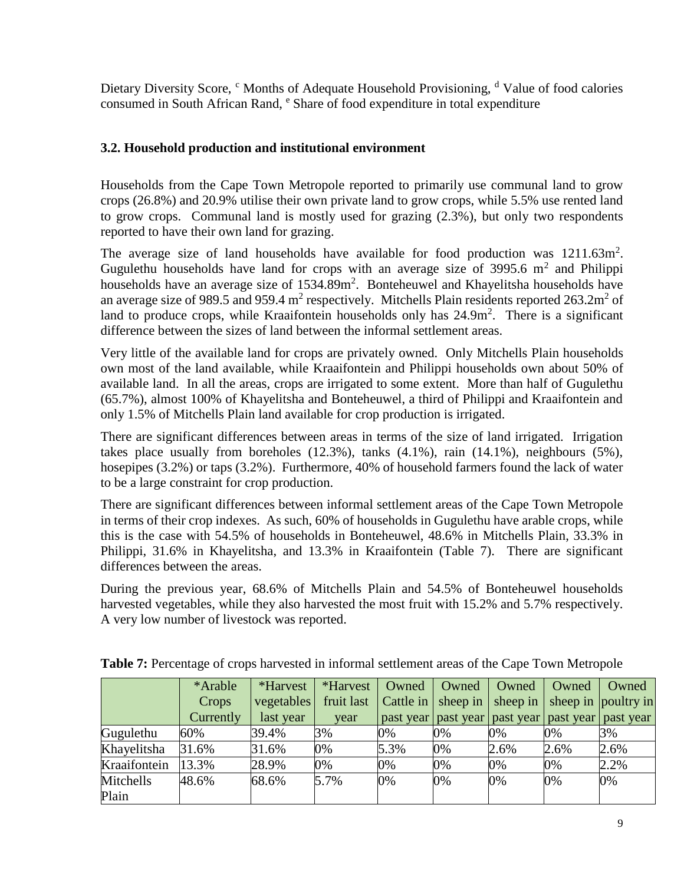Dietary Diversity Score, [c] Months of Adequate Household Provisioning, [d] Value of food calories consumed in South African Rand, [e] Share of food expenditure in total expenditure

### 3.2. Household production and institutional environment

Households from the Cape Town Metropole reported to primarily use communal land to grow crops (26.8%) and 20.9% utilise their own private land to grow crops, while 5.5% use rented land to grow crops. Communal land is mostly used for grazing (2.3%), but only two respondents reported to have their own land for grazing.

The average size of land households have available for food production was 1211.63m$^2$. Gugulethu households have land for crops with an average size of 3995.6 m$^2$ and Philippi households have an average size of 1534.89m$^2$. Bonteheuwel and Khayelitsha households have an average size of 989.5 and 959.4 m$^2$ respectively. Mitchells Plain residents reported 263.2m$^2$ of land to produce crops, while Kraaifontein households only has 24.9m$^2$. There is a significant difference between the sizes of land between the informal settlement areas.

Very little of the available land for crops are privately owned. Only Mitchells Plain households own most of the land available, while Kraaifontein and Philippi households own about 50% of available land. In all the areas, crops are irrigated to some extent. More than half of Gugulethu (65.7%), almost 100% of Khayelitsha and Bonteheuwel, a third of Philippi and Kraaifontein and only 1.5% of Mitchells Plain land available for crop production is irrigated.

There are significant differences between areas in terms of the size of land irrigated. Irrigation takes place usually from boreholes (12.3%), tanks (4.1%), rain (14.1%), neighbours (5%), hosepipes (3.2%) or taps (3.2%). Furthermore, 40% of household farmers found the lack of water to be a large constraint for crop production.

There are significant differences between informal settlement areas of the Cape Town Metropole in terms of their crop indexes. As such, 60% of households in Gugulethu have arable crops, while this is the case with 54.5% of households in Bonteheuwel, 48.6% in Mitchells Plain, 33.3% in Philippi, 31.6% in Khayelitsha, and 13.3% in Kraaifontein (Table 7). There are significant differences between the areas.

During the previous year, 68.6% of Mitchells Plain and 54.5% of Bonteheuwel households harvested vegetables, while they also harvested the most fruit with 15.2% and 5.7% respectively. A very low number of livestock was reported.

**Table 7:** Percentage of crops harvested in informal settlement areas of the Cape Town Metropole

| | *Arable Crops Currently | *Harvest vegetables last year | *Harvest fruit last year | Owned Cattle in past year | Owned sheep in past year | Owned sheep in past year | Owned sheep in past year | Owned poultry in past year |
|---|---|---|---|---|---|---|---|---|
| Gugulethu | 60% | 39.4% | 3% | 0% | 0% | 0% | 0% | 3% |
| Khayelitsha | 31.6% | 31.6% | 0% | 5.3% | 0% | 2.6% | 2.6% | 2.6% |
| Kraaifontein | 13.3% | 28.9% | 0% | 0% | 0% | 0% | 0% | 2.2% |
| Mitchells Plain | 48.6% | 68.6% | 5.7% | 0% | 0% | 0% | 0% | 0% |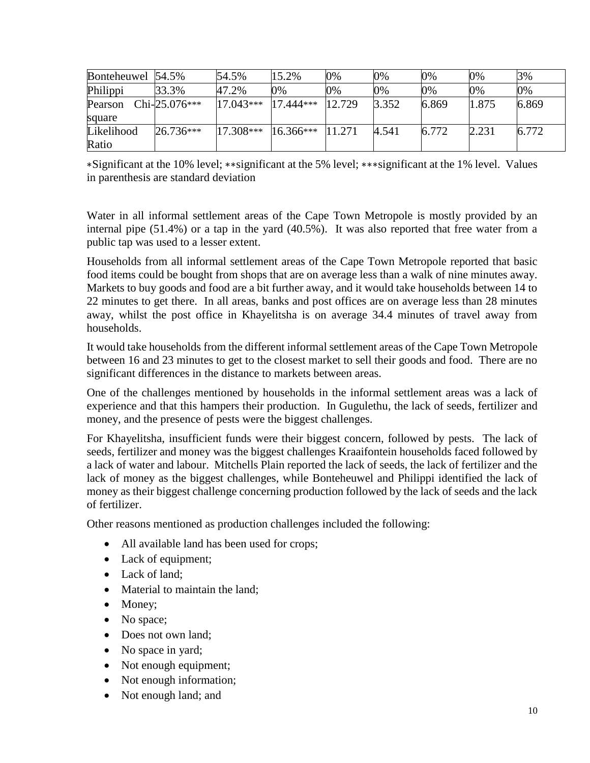| | | | | | | | | |
|---|---|---|---|---|---|---|---|---|
| Bonteheuwel | 54.5% | 54.5% | 15.2% | 0% | 0% | 0% | 0% | 3% |
| Philippi | 33.3% | 47.2% | 0% | 0% | 0% | 0% | 0% | 0% |
| Pearson Chi-square | 25.076*** | 17.043*** | 17.444*** | 12.729 | 3.352 | 6.869 | 1.875 | 6.869 |
| Likelihood Ratio | 26.736*** | 17.308*** | 16.366*** | 11.271 | 4.541 | 6.772 | 2.231 | 6.772 |

*Significant at the 10% level; **significant at the 5% level; ***significant at the 1% level. Values in parenthesis are standard deviation

Water in all informal settlement areas of the Cape Town Metropole is mostly provided by an internal pipe (51.4%) or a tap in the yard (40.5%). It was also reported that free water from a public tap was used to a lesser extent.

Households from all informal settlement areas of the Cape Town Metropole reported that basic food items could be bought from shops that are on average less than a walk of nine minutes away. Markets to buy goods and food are a bit further away, and it would take households between 14 to 22 minutes to get there. In all areas, banks and post offices are on average less than 28 minutes away, whilst the post office in Khayelitsha is on average 34.4 minutes of travel away from households.

It would take households from the different informal settlement areas of the Cape Town Metropole between 16 and 23 minutes to get to the closest market to sell their goods and food. There are no significant differences in the distance to markets between areas.

One of the challenges mentioned by households in the informal settlement areas was a lack of experience and that this hampers their production. In Gugulethu, the lack of seeds, fertilizer and money, and the presence of pests were the biggest challenges.

For Khayelitsha, insufficient funds were their biggest concern, followed by pests. The lack of seeds, fertilizer and money was the biggest challenges Kraaifontein households faced followed by a lack of water and labour. Mitchells Plain reported the lack of seeds, the lack of fertilizer and the lack of money as the biggest challenges, while Bonteheuwel and Philippi identified the lack of money as their biggest challenge concerning production followed by the lack of seeds and the lack of fertilizer.

Other reasons mentioned as production challenges included the following:

- All available land has been used for crops;
- Lack of equipment;
- Lack of land;
- Material to maintain the land;
- Money;
- No space;
- Does not own land;
- No space in yard;
- Not enough equipment;
- Not enough information;
- Not enough land; and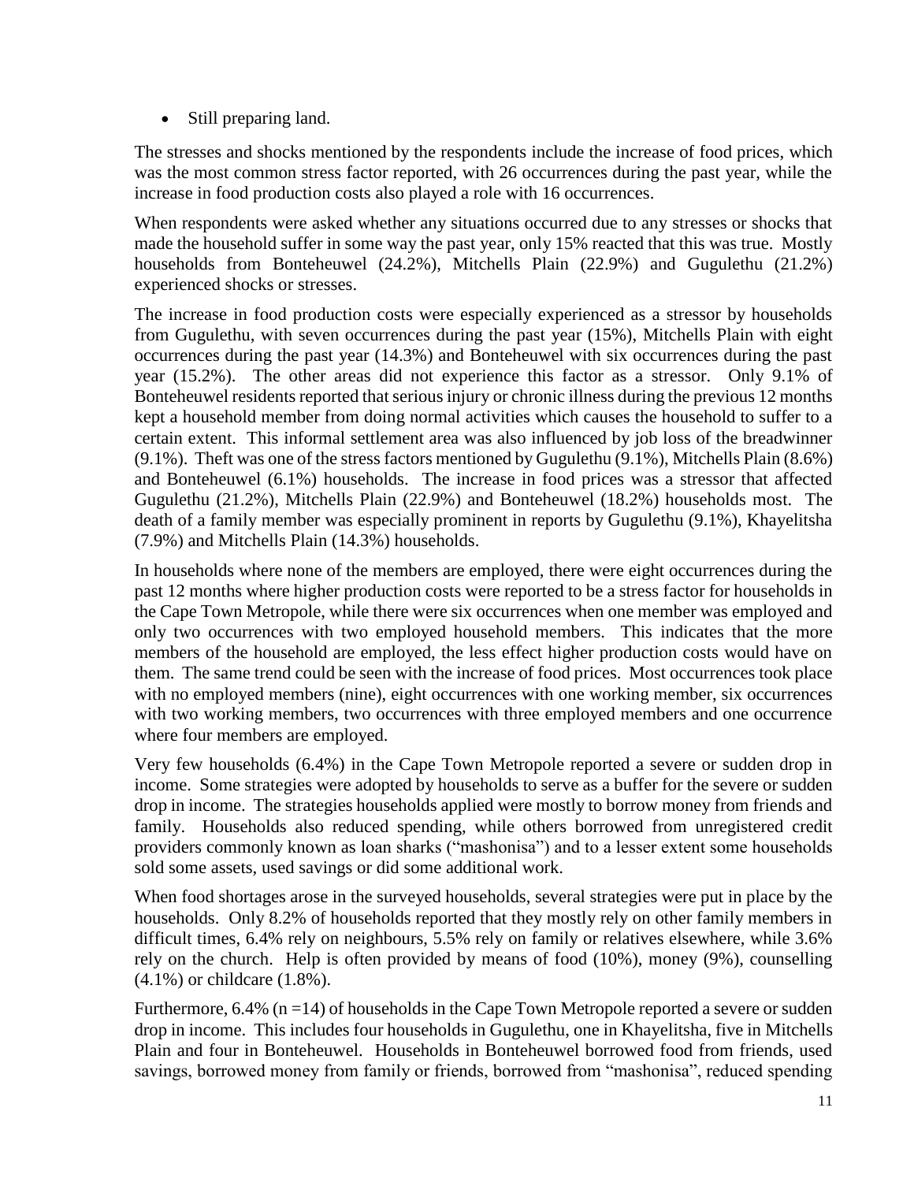- Still preparing land.

The stresses and shocks mentioned by the respondents include the increase of food prices, which was the most common stress factor reported, with 26 occurrences during the past year, while the increase in food production costs also played a role with 16 occurrences.

When respondents were asked whether any situations occurred due to any stresses or shocks that made the household suffer in some way the past year, only 15% reacted that this was true. Mostly households from Bonteheuwel (24.2%), Mitchells Plain (22.9%) and Gugulethu (21.2%) experienced shocks or stresses.

The increase in food production costs were especially experienced as a stressor by households from Gugulethu, with seven occurrences during the past year (15%), Mitchells Plain with eight occurrences during the past year (14.3%) and Bonteheuwel with six occurrences during the past year (15.2%). The other areas did not experience this factor as a stressor. Only 9.1% of Bonteheuwel residents reported that serious injury or chronic illness during the previous 12 months kept a household member from doing normal activities which causes the household to suffer to a certain extent. This informal settlement area was also influenced by job loss of the breadwinner (9.1%). Theft was one of the stress factors mentioned by Gugulethu (9.1%), Mitchells Plain (8.6%) and Bonteheuwel (6.1%) households. The increase in food prices was a stressor that affected Gugulethu (21.2%), Mitchells Plain (22.9%) and Bonteheuwel (18.2%) households most. The death of a family member was especially prominent in reports by Gugulethu (9.1%), Khayelitsha (7.9%) and Mitchells Plain (14.3%) households.

In households where none of the members are employed, there were eight occurrences during the past 12 months where higher production costs were reported to be a stress factor for households in the Cape Town Metropole, while there were six occurrences when one member was employed and only two occurrences with two employed household members. This indicates that the more members of the household are employed, the less effect higher production costs would have on them. The same trend could be seen with the increase of food prices. Most occurrences took place with no employed members (nine), eight occurrences with one working member, six occurrences with two working members, two occurrences with three employed members and one occurrence where four members are employed.

Very few households (6.4%) in the Cape Town Metropole reported a severe or sudden drop in income. Some strategies were adopted by households to serve as a buffer for the severe or sudden drop in income. The strategies households applied were mostly to borrow money from friends and family. Households also reduced spending, while others borrowed from unregistered credit providers commonly known as loan sharks ("mashonisa") and to a lesser extent some households sold some assets, used savings or did some additional work.

When food shortages arose in the surveyed households, several strategies were put in place by the households. Only 8.2% of households reported that they mostly rely on other family members in difficult times, 6.4% rely on neighbours, 5.5% rely on family or relatives elsewhere, while 3.6% rely on the church. Help is often provided by means of food (10%), money (9%), counselling (4.1%) or childcare (1.8%).

Furthermore, 6.4% (n =14) of households in the Cape Town Metropole reported a severe or sudden drop in income. This includes four households in Gugulethu, one in Khayelitsha, five in Mitchells Plain and four in Bonteheuwel. Households in Bonteheuwel borrowed food from friends, used savings, borrowed money from family or friends, borrowed from "mashonisa", reduced spending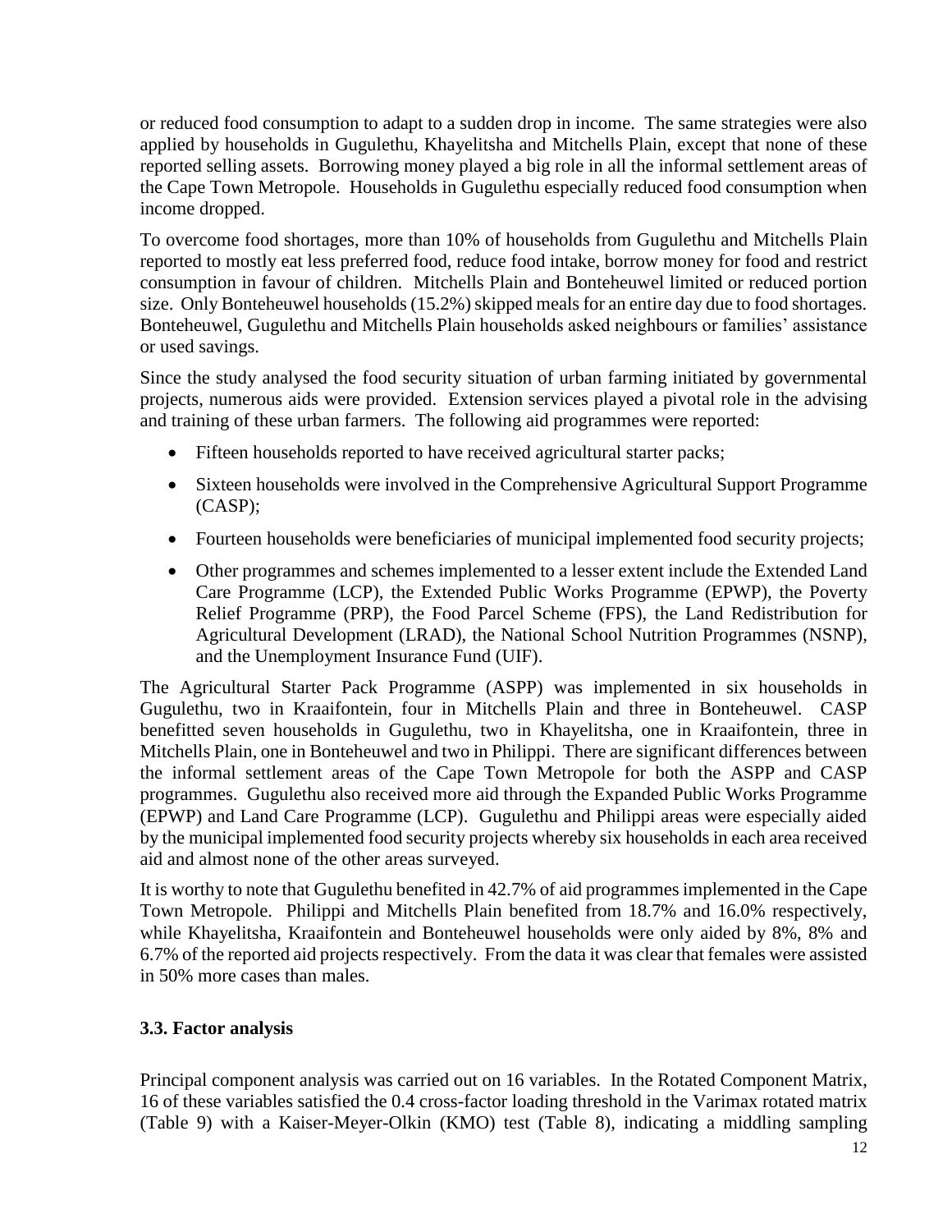or reduced food consumption to adapt to a sudden drop in income. The same strategies were also applied by households in Gugulethu, Khayelitsha and Mitchells Plain, except that none of these reported selling assets. Borrowing money played a big role in all the informal settlement areas of the Cape Town Metropole. Households in Gugulethu especially reduced food consumption when income dropped.

To overcome food shortages, more than 10% of households from Gugulethu and Mitchells Plain reported to mostly eat less preferred food, reduce food intake, borrow money for food and restrict consumption in favour of children. Mitchells Plain and Bonteheuwel limited or reduced portion size. Only Bonteheuwel households (15.2%) skipped meals for an entire day due to food shortages. Bonteheuwel, Gugulethu and Mitchells Plain households asked neighbours or families' assistance or used savings.

Since the study analysed the food security situation of urban farming initiated by governmental projects, numerous aids were provided. Extension services played a pivotal role in the advising and training of these urban farmers. The following aid programmes were reported:

- Fifteen households reported to have received agricultural starter packs;
- Sixteen households were involved in the Comprehensive Agricultural Support Programme (CASP);
- Fourteen households were beneficiaries of municipal implemented food security projects;
- Other programmes and schemes implemented to a lesser extent include the Extended Land Care Programme (LCP), the Extended Public Works Programme (EPWP), the Poverty Relief Programme (PRP), the Food Parcel Scheme (FPS), the Land Redistribution for Agricultural Development (LRAD), the National School Nutrition Programmes (NSNP), and the Unemployment Insurance Fund (UIF).

The Agricultural Starter Pack Programme (ASPP) was implemented in six households in Gugulethu, two in Kraaifontein, four in Mitchells Plain and three in Bonteheuwel. CASP benefitted seven households in Gugulethu, two in Khayelitsha, one in Kraaifontein, three in Mitchells Plain, one in Bonteheuwel and two in Philippi. There are significant differences between the informal settlement areas of the Cape Town Metropole for both the ASPP and CASP programmes. Gugulethu also received more aid through the Expanded Public Works Programme (EPWP) and Land Care Programme (LCP). Gugulethu and Philippi areas were especially aided by the municipal implemented food security projects whereby six households in each area received aid and almost none of the other areas surveyed.

It is worthy to note that Gugulethu benefited in 42.7% of aid programmes implemented in the Cape Town Metropole. Philippi and Mitchells Plain benefited from 18.7% and 16.0% respectively, while Khayelitsha, Kraaifontein and Bonteheuwel households were only aided by 8%, 8% and 6.7% of the reported aid projects respectively. From the data it was clear that females were assisted in 50% more cases than males.

### 3.3. Factor analysis

Principal component analysis was carried out on 16 variables. In the Rotated Component Matrix, 16 of these variables satisfied the 0.4 cross-factor loading threshold in the Varimax rotated matrix (Table 9) with a Kaiser-Meyer-Olkin (KMO) test (Table 8), indicating a middling sampling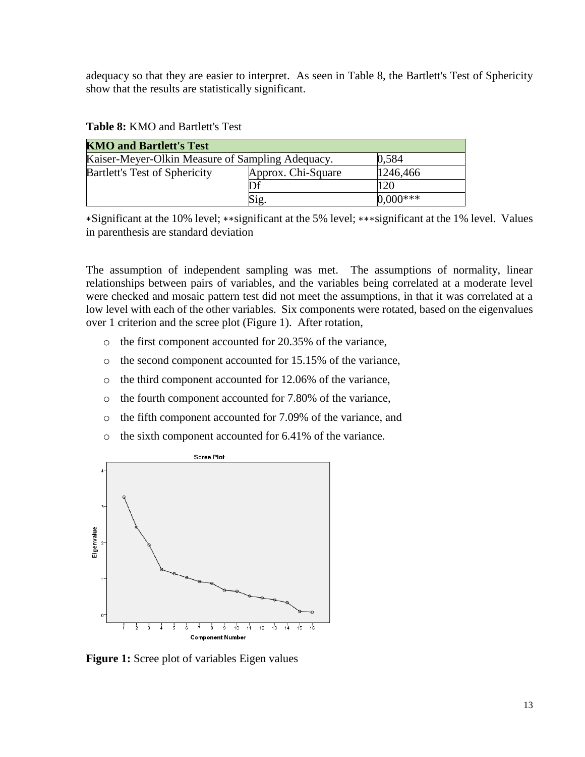adequacy so that they are easier to interpret. As seen in Table 8, the Bartlett's Test of Sphericity show that the results are statistically significant.

**Table 8:** KMO and Bartlett's Test

| **KMO and Bartlett's Test** | | |
|---|---|---|
| Kaiser-Meyer-Olkin Measure of Sampling Adequacy. | | 0,584 |
| Bartlett's Test of Sphericity | Approx. Chi-Square | 1246,466 |
| | Df | 120 |
| | Sig. | 0,000*** |

*Significant at the 10% level; **significant at the 5% level; ***significant at the 1% level. Values in parenthesis are standard deviation

The assumption of independent sampling was met. The assumptions of normality, linear relationships between pairs of variables, and the variables being correlated at a moderate level were checked and mosaic pattern test did not meet the assumptions, in that it was correlated at a low level with each of the other variables. Six components were rotated, based on the eigenvalues over 1 criterion and the scree plot (Figure 1). After rotation,

- the first component accounted for 20.35% of the variance,
- the second component accounted for 15.15% of the variance,
- the third component accounted for 12.06% of the variance,
- the fourth component accounted for 7.80% of the variance,
- the fifth component accounted for 7.09% of the variance, and
- the sixth component accounted for 6.41% of the variance.

**Figure 1:** Scree plot of variables Eigen values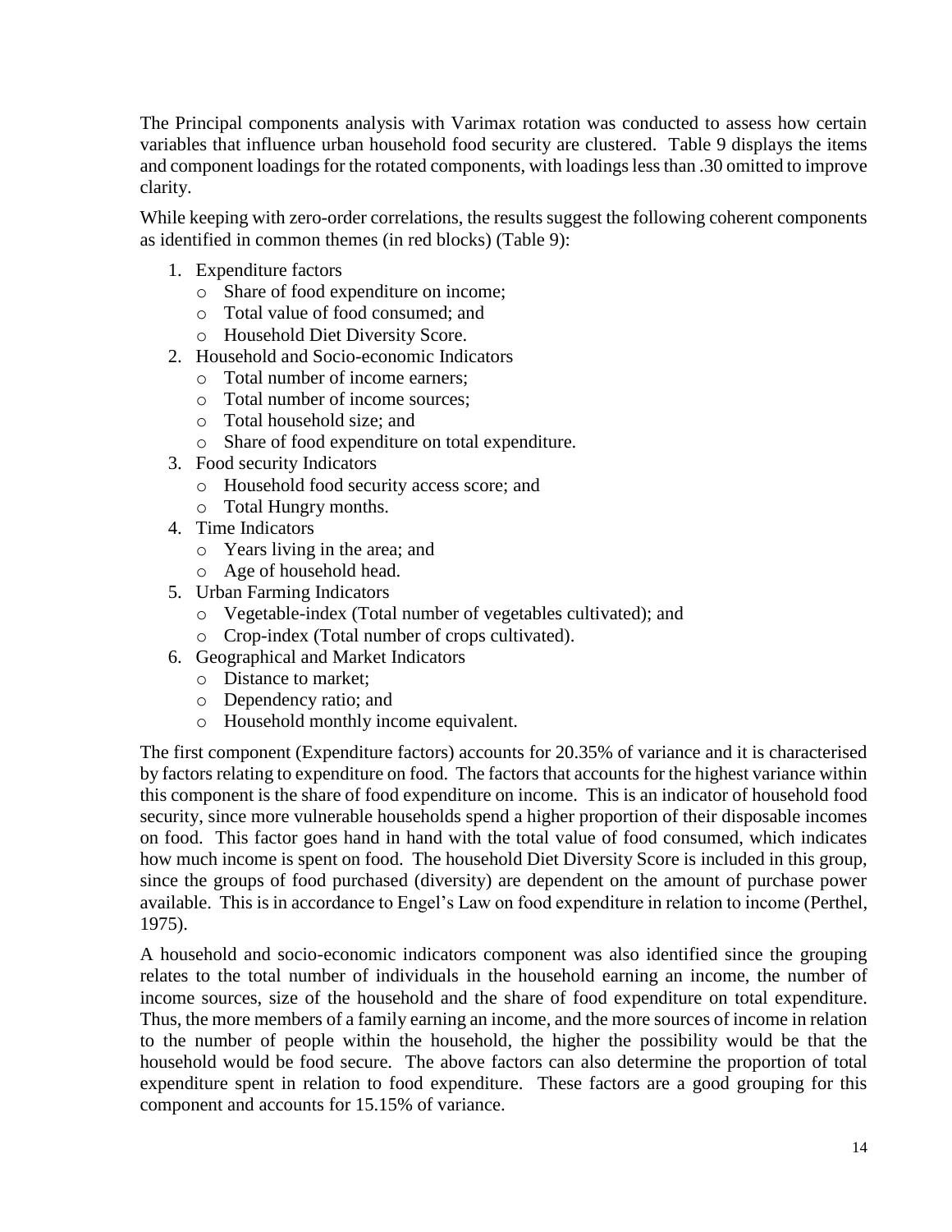The Principal components analysis with Varimax rotation was conducted to assess how certain variables that influence urban household food security are clustered. Table 9 displays the items and component loadings for the rotated components, with loadings less than .30 omitted to improve clarity.

While keeping with zero-order correlations, the results suggest the following coherent components as identified in common themes (in red blocks) (Table 9):

1. Expenditure factors
   - Share of food expenditure on income;
   - Total value of food consumed; and
   - Household Diet Diversity Score.
2. Household and Socio-economic Indicators
   - Total number of income earners;
   - Total number of income sources;
   - Total household size; and
   - Share of food expenditure on total expenditure.
3. Food security Indicators
   - Household food security access score; and
   - Total Hungry months.
4. Time Indicators
   - Years living in the area; and
   - Age of household head.
5. Urban Farming Indicators
   - Vegetable-index (Total number of vegetables cultivated); and
   - Crop-index (Total number of crops cultivated).
6. Geographical and Market Indicators
   - Distance to market;
   - Dependency ratio; and
   - Household monthly income equivalent.

The first component (Expenditure factors) accounts for 20.35% of variance and it is characterised by factors relating to expenditure on food. The factors that accounts for the highest variance within this component is the share of food expenditure on income. This is an indicator of household food security, since more vulnerable households spend a higher proportion of their disposable incomes on food. This factor goes hand in hand with the total value of food consumed, which indicates how much income is spent on food. The household Diet Diversity Score is included in this group, since the groups of food purchased (diversity) are dependent on the amount of purchase power available. This is in accordance to Engel's Law on food expenditure in relation to income (Perthel, 1975).

A household and socio-economic indicators component was also identified since the grouping relates to the total number of individuals in the household earning an income, the number of income sources, size of the household and the share of food expenditure on total expenditure. Thus, the more members of a family earning an income, and the more sources of income in relation to the number of people within the household, the higher the possibility would be that the household would be food secure. The above factors can also determine the proportion of total expenditure spent in relation to food expenditure. These factors are a good grouping for this component and accounts for 15.15% of variance.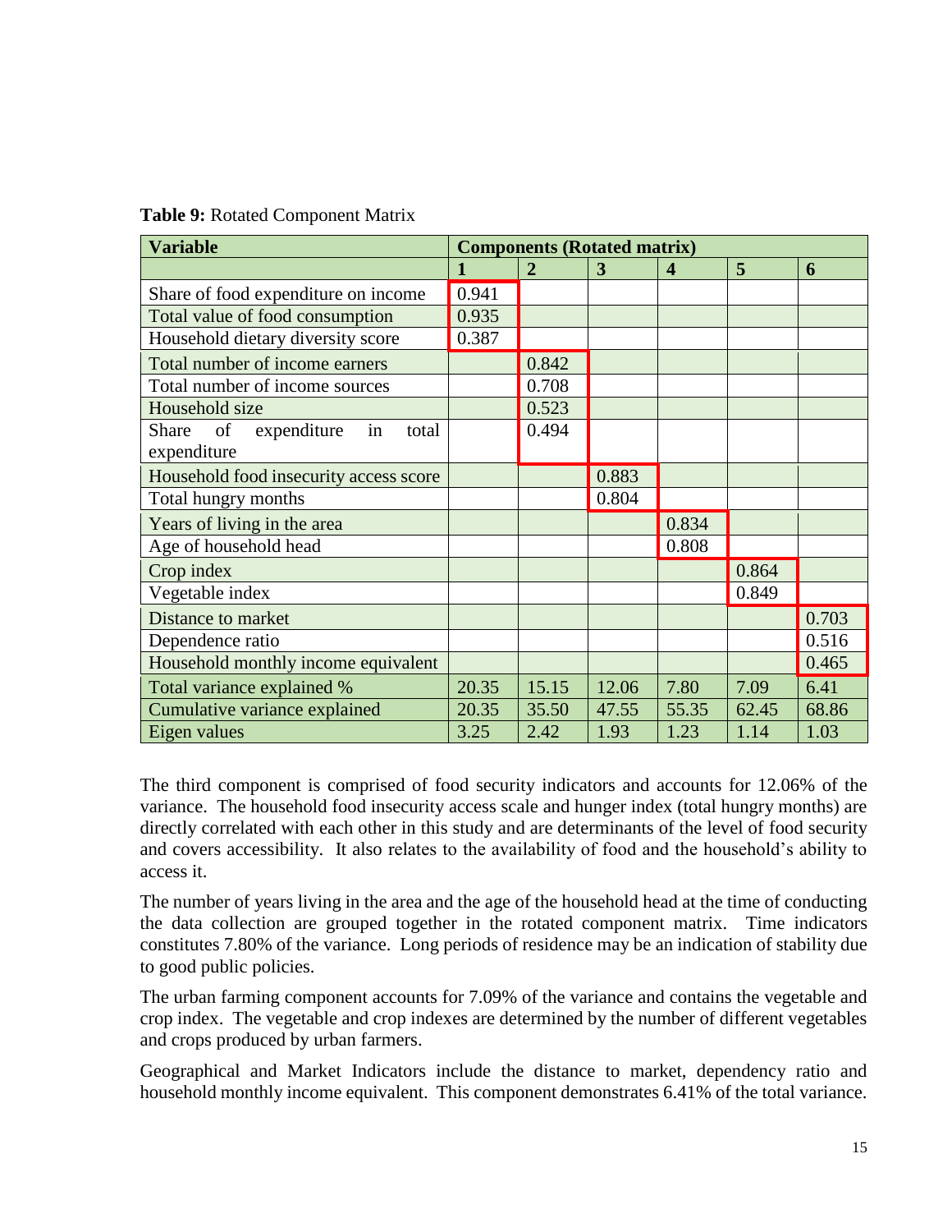**Table 9:** Rotated Component Matrix

| Variable | Components (Rotated matrix) | | | | | |
|---|---|---|---|---|---|---|
| | 1 | 2 | 3 | 4 | 5 | 6 |
| Share of food expenditure on income | 0.941 | | | | | |
| Total value of food consumption | 0.935 | | | | | |
| Household dietary diversity score | 0.387 | | | | | |
| Total number of income earners | | 0.842 | | | | |
| Total number of income sources | | 0.708 | | | | |
| Household size | | 0.523 | | | | |
| Share of expenditure in total expenditure | | 0.494 | | | | |
| Household food insecurity access score | | | 0.883 | | | |
| Total hungry months | | | 0.804 | | | |
| Years of living in the area | | | | 0.834 | | |
| Age of household head | | | | 0.808 | | |
| Crop index | | | | | 0.864 | |
| Vegetable index | | | | | 0.849 | |
| Distance to market | | | | | | 0.703 |
| Dependence ratio | | | | | | 0.516 |
| Household monthly income equivalent | | | | | | 0.465 |
| Total variance explained % | 20.35 | 15.15 | 12.06 | 7.80 | 7.09 | 6.41 |
| Cumulative variance explained | 20.35 | 35.50 | 47.55 | 55.35 | 62.45 | 68.86 |
| Eigen values | 3.25 | 2.42 | 1.93 | 1.23 | 1.14 | 1.03 |

The third component is comprised of food security indicators and accounts for 12.06% of the variance. The household food insecurity access scale and hunger index (total hungry months) are directly correlated with each other in this study and are determinants of the level of food security and covers accessibility. It also relates to the availability of food and the household's ability to access it.

The number of years living in the area and the age of the household head at the time of conducting the data collection are grouped together in the rotated component matrix. Time indicators constitutes 7.80% of the variance. Long periods of residence may be an indication of stability due to good public policies.

The urban farming component accounts for 7.09% of the variance and contains the vegetable and crop index. The vegetable and crop indexes are determined by the number of different vegetables and crops produced by urban farmers.

Geographical and Market Indicators include the distance to market, dependency ratio and household monthly income equivalent. This component demonstrates 6.41% of the total variance.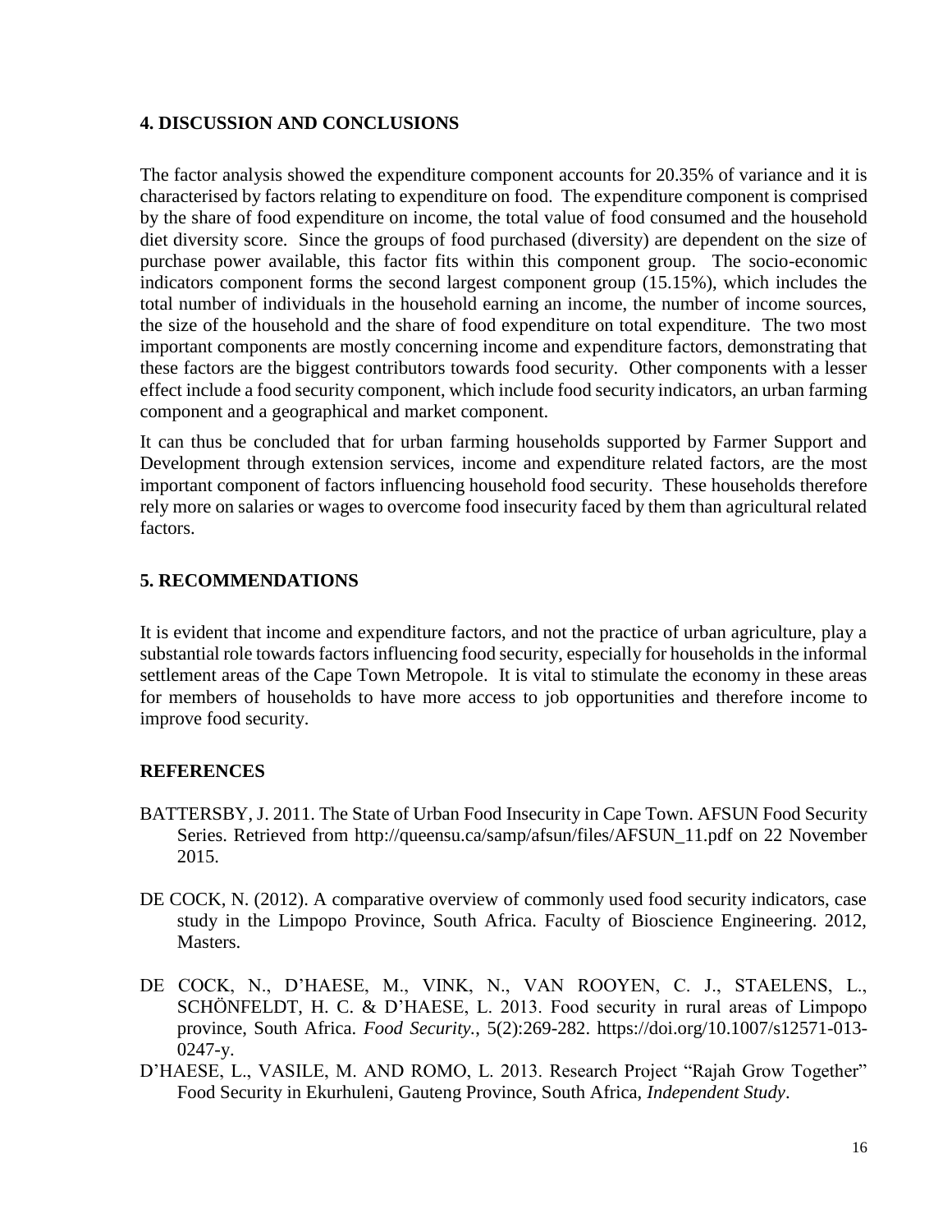## 4. DISCUSSION AND CONCLUSIONS

The factor analysis showed the expenditure component accounts for 20.35% of variance and it is characterised by factors relating to expenditure on food. The expenditure component is comprised by the share of food expenditure on income, the total value of food consumed and the household diet diversity score. Since the groups of food purchased (diversity) are dependent on the size of purchase power available, this factor fits within this component group. The socio-economic indicators component forms the second largest component group (15.15%), which includes the total number of individuals in the household earning an income, the number of income sources, the size of the household and the share of food expenditure on total expenditure. The two most important components are mostly concerning income and expenditure factors, demonstrating that these factors are the biggest contributors towards food security. Other components with a lesser effect include a food security component, which include food security indicators, an urban farming component and a geographical and market component.

It can thus be concluded that for urban farming households supported by Farmer Support and Development through extension services, income and expenditure related factors, are the most important component of factors influencing household food security. These households therefore rely more on salaries or wages to overcome food insecurity faced by them than agricultural related factors.

## 5. RECOMMENDATIONS

It is evident that income and expenditure factors, and not the practice of urban agriculture, play a substantial role towards factors influencing food security, especially for households in the informal settlement areas of the Cape Town Metropole. It is vital to stimulate the economy in these areas for members of households to have more access to job opportunities and therefore income to improve food security.

## REFERENCES

BATTERSBY, J. 2011. The State of Urban Food Insecurity in Cape Town. AFSUN Food Security Series. Retrieved from http://queensu.ca/samp/afsun/files/AFSUN_11.pdf on 22 November 2015.

DE COCK, N. (2012). A comparative overview of commonly used food security indicators, case study in the Limpopo Province, South Africa. Faculty of Bioscience Engineering. 2012, Masters.

DE COCK, N., D'HAESE, M., VINK, N., VAN ROOYEN, C. J., STAELENS, L., SCHÖNFELDT, H. C. & D'HAESE, L. 2013. Food security in rural areas of Limpopo province, South Africa. *Food Security.*, 5(2):269-282. https://doi.org/10.1007/s12571-013-0247-y.

D'HAESE, L., VASILE, M. AND ROMO, L. 2013. Research Project "Rajah Grow Together" Food Security in Ekurhuleni, Gauteng Province, South Africa, *Independent Study*.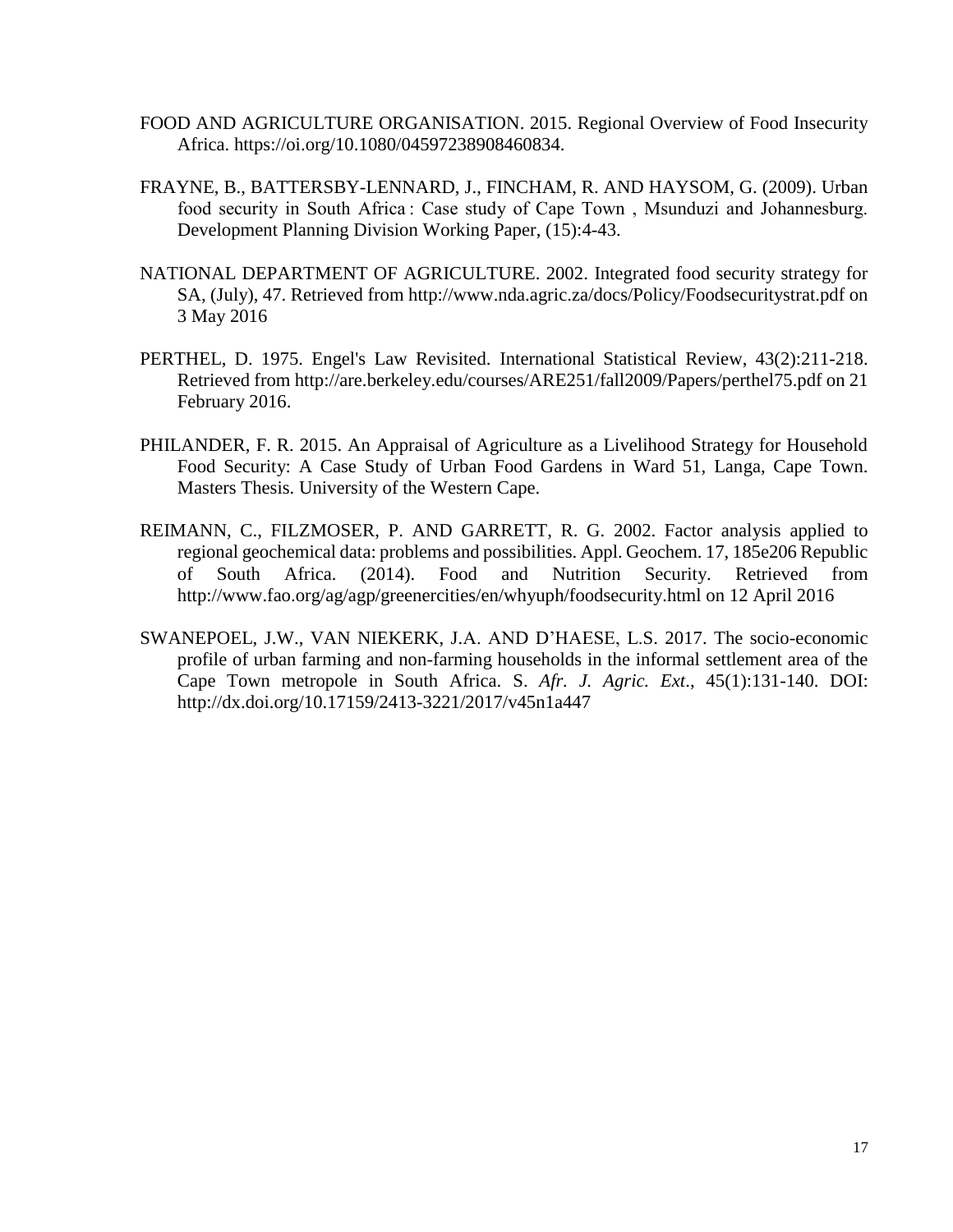FOOD AND AGRICULTURE ORGANISATION. 2015. Regional Overview of Food Insecurity Africa. https://oi.org/10.1080/04597238908460834.

FRAYNE, B., BATTERSBY-LENNARD, J., FINCHAM, R. AND HAYSOM, G. (2009). Urban food security in South Africa : Case study of Cape Town , Msunduzi and Johannesburg. Development Planning Division Working Paper, (15):4-43.

NATIONAL DEPARTMENT OF AGRICULTURE. 2002. Integrated food security strategy for SA, (July), 47. Retrieved from http://www.nda.agric.za/docs/Policy/Foodsecuritystrat.pdf on 3 May 2016

PERTHEL, D. 1975. Engel's Law Revisited. International Statistical Review, 43(2):211-218. Retrieved from http://are.berkeley.edu/courses/ARE251/fall2009/Papers/perthel75.pdf on 21 February 2016.

PHILANDER, F. R. 2015. An Appraisal of Agriculture as a Livelihood Strategy for Household Food Security: A Case Study of Urban Food Gardens in Ward 51, Langa, Cape Town. Masters Thesis. University of the Western Cape.

REIMANN, C., FILZMOSER, P. AND GARRETT, R. G. 2002. Factor analysis applied to regional geochemical data: problems and possibilities. Appl. Geochem. 17, 185e206 Republic of South Africa. (2014). Food and Nutrition Security. Retrieved from http://www.fao.org/ag/agp/greenercities/en/whyuph/foodsecurity.html on 12 April 2016

SWANEPOEL, J.W., VAN NIEKERK, J.A. AND D'HAESE, L.S. 2017. The socio-economic profile of urban farming and non-farming households in the informal settlement area of the Cape Town metropole in South Africa. S. *Afr. J. Agric. Ext*., 45(1):131-140. DOI: http://dx.doi.org/10.17159/2413-3221/2017/v45n1a447